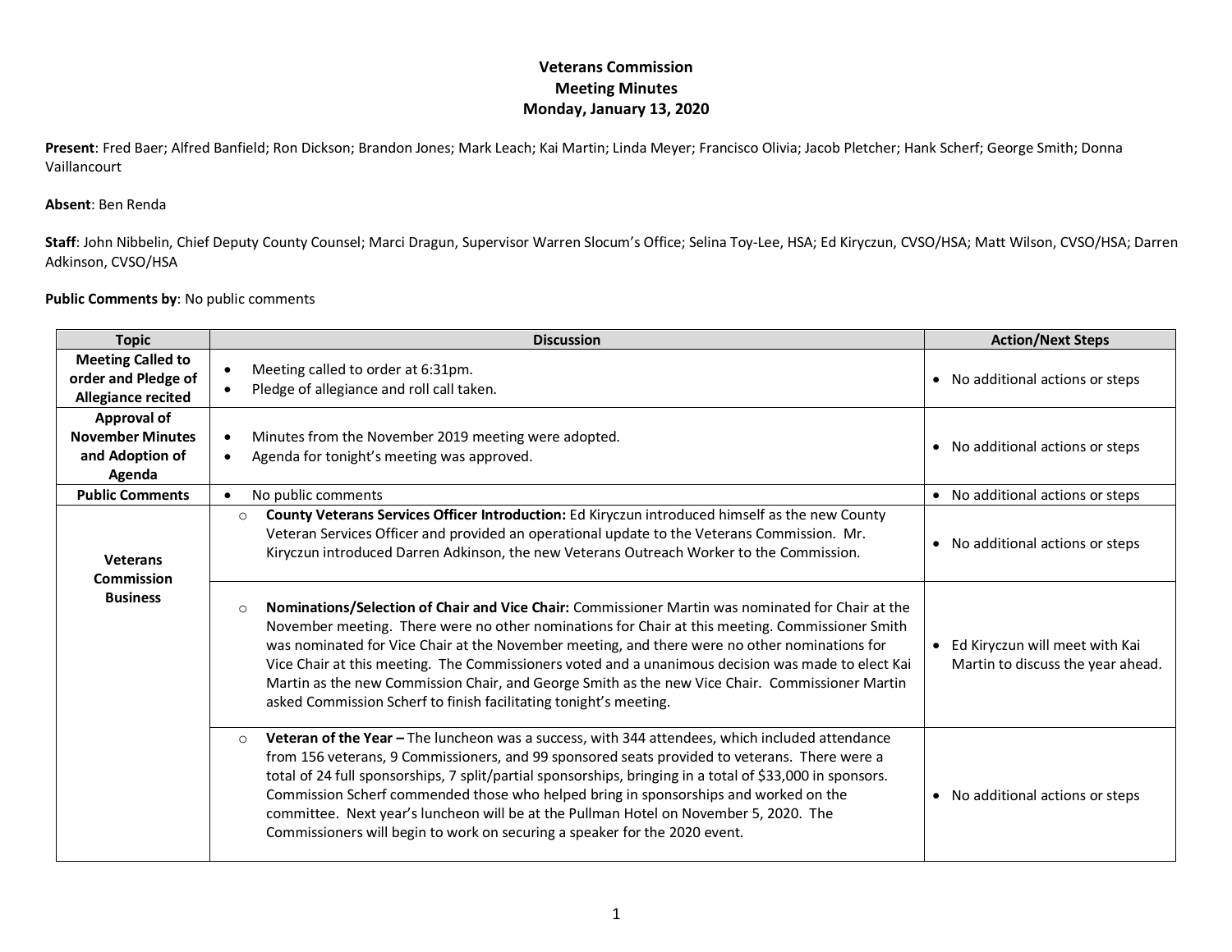# Veterans Commission
## Meeting Minutes
### Monday, January 13, 2020

**Present**: Fred Baer; Alfred Banfield; Ron Dickson; Brandon Jones; Mark Leach; Kai Martin; Linda Meyer; Francisco Olivia; Jacob Pletcher; Hank Scherf; George Smith; Donna Vaillancourt

**Absent**: Ben Renda

**Staff**: John Nibbelin, Chief Deputy County Counsel; Marci Dragun, Supervisor Warren Slocum's Office; Selina Toy-Lee, HSA; Ed Kiryczun, CVSO/HSA; Matt Wilson, CVSO/HSA; Darren Adkinson, CVSO/HSA

**Public Comments by**: No public comments

| Topic | Discussion | Action/Next Steps |
|---|---|---|
| **Meeting Called to order and Pledge of Allegiance recited** | • Meeting called to order at 6:31pm.<br>• Pledge of allegiance and roll call taken. | • No additional actions or steps |
| **Approval of November Minutes and Adoption of Agenda** | • Minutes from the November 2019 meeting were adopted.<br>• Agenda for tonight's meeting was approved. | • No additional actions or steps |
| **Public Comments** | • No public comments | • No additional actions or steps |
| **Veterans Commission Business** | ○ **County Veterans Services Officer Introduction:** Ed Kiryczun introduced himself as the new County Veteran Services Officer and provided an operational update to the Veterans Commission. Mr. Kiryczun introduced Darren Adkinson, the new Veterans Outreach Worker to the Commission. | • No additional actions or steps |
| | ○ **Nominations/Selection of Chair and Vice Chair:** Commissioner Martin was nominated for Chair at the November meeting. There were no other nominations for Chair at this meeting. Commissioner Smith was nominated for Vice Chair at the November meeting, and there were no other nominations for Vice Chair at this meeting. The Commissioners voted and a unanimous decision was made to elect Kai Martin as the new Commission Chair, and George Smith as the new Vice Chair. Commissioner Martin asked Commission Scherf to finish facilitating tonight's meeting. | • Ed Kiryczun will meet with Kai Martin to discuss the year ahead. |
| | ○ **Veteran of the Year –** The luncheon was a success, with 344 attendees, which included attendance from 156 veterans, 9 Commissioners, and 99 sponsored seats provided to veterans. There were a total of 24 full sponsorships, 7 split/partial sponsorships, bringing in a total of $33,000 in sponsors. Commission Scherf commended those who helped bring in sponsorships and worked on the committee. Next year's luncheon will be at the Pullman Hotel on November 5, 2020. The Commissioners will begin to work on securing a speaker for the 2020 event. | • No additional actions or steps |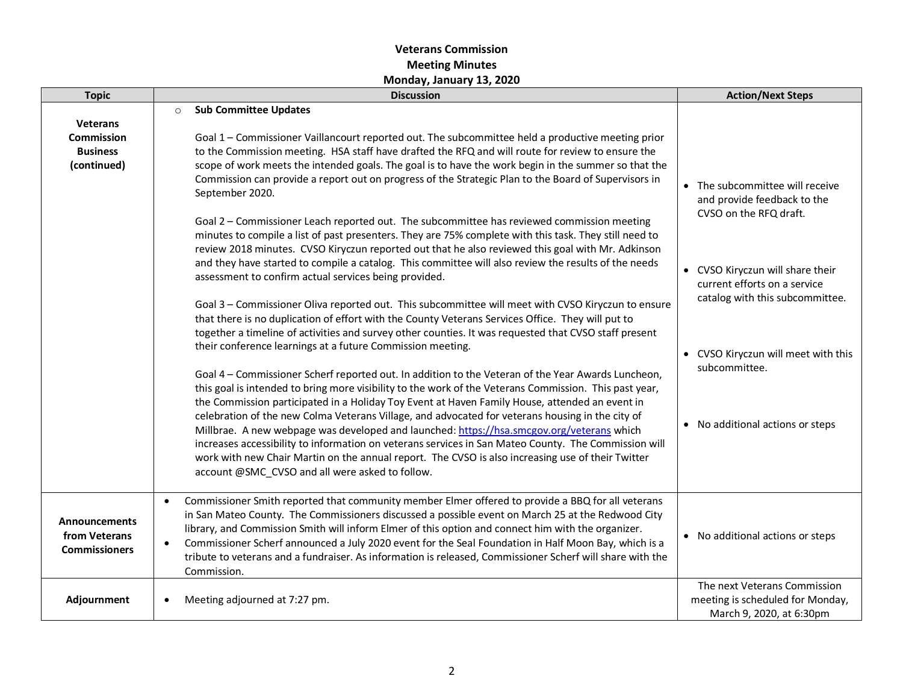**Veterans Commission**
**Meeting Minutes**
**Monday, January 13, 2020**

| Topic | Discussion | Action/Next Steps |
|---|---|---|
| **Veterans Commission Business (continued)** | ○ **Sub Committee Updates**<br><br>Goal 1 – Commissioner Vaillancourt reported out. The subcommittee held a productive meeting prior to the Commission meeting. HSA staff have drafted the RFQ and will route for review to ensure the scope of work meets the intended goals. The goal is to have the work begin in the summer so that the Commission can provide a report out on progress of the Strategic Plan to the Board of Supervisors in September 2020.<br><br>Goal 2 – Commissioner Leach reported out. The subcommittee has reviewed commission meeting minutes to compile a list of past presenters. They are 75% complete with this task. They still need to review 2018 minutes. CVSO Kiryczun reported out that he also reviewed this goal with Mr. Adkinson and they have started to compile a catalog. This committee will also review the results of the needs assessment to confirm actual services being provided.<br><br>Goal 3 – Commissioner Oliva reported out. This subcommittee will meet with CVSO Kiryczun to ensure that there is no duplication of effort with the County Veterans Services Office. They will put to together a timeline of activities and survey other counties. It was requested that CVSO staff present their conference learnings at a future Commission meeting.<br><br>Goal 4 – Commissioner Scherf reported out. In addition to the Veteran of the Year Awards Luncheon, this goal is intended to bring more visibility to the work of the Veterans Commission. This past year, the Commission participated in a Holiday Toy Event at Haven Family House, attended an event in celebration of the new Colma Veterans Village, and advocated for veterans housing in the city of Millbrae. A new webpage was developed and launched: https://hsa.smcgov.org/veterans which increases accessibility to information on veterans services in San Mateo County. The Commission will work with new Chair Martin on the annual report. The CVSO is also increasing use of their Twitter account @SMC_CVSO and all were asked to follow. | • The subcommittee will receive and provide feedback to the CVSO on the RFQ draft.<br><br>• CVSO Kiryczun will share their current efforts on a service catalog with this subcommittee.<br><br>• CVSO Kiryczun will meet with this subcommittee.<br><br>• No additional actions or steps |
| **Announcements from Veterans Commissioners** | • Commissioner Smith reported that community member Elmer offered to provide a BBQ for all veterans in San Mateo County. The Commissioners discussed a possible event on March 25 at the Redwood City library, and Commission Smith will inform Elmer of this option and connect him with the organizer.<br>• Commissioner Scherf announced a July 2020 event for the Seal Foundation in Half Moon Bay, which is a tribute to veterans and a fundraiser. As information is released, Commissioner Scherf will share with the Commission. | • No additional actions or steps |
| **Adjournment** | • Meeting adjourned at 7:27 pm. | The next Veterans Commission meeting is scheduled for Monday, March 9, 2020, at 6:30pm |